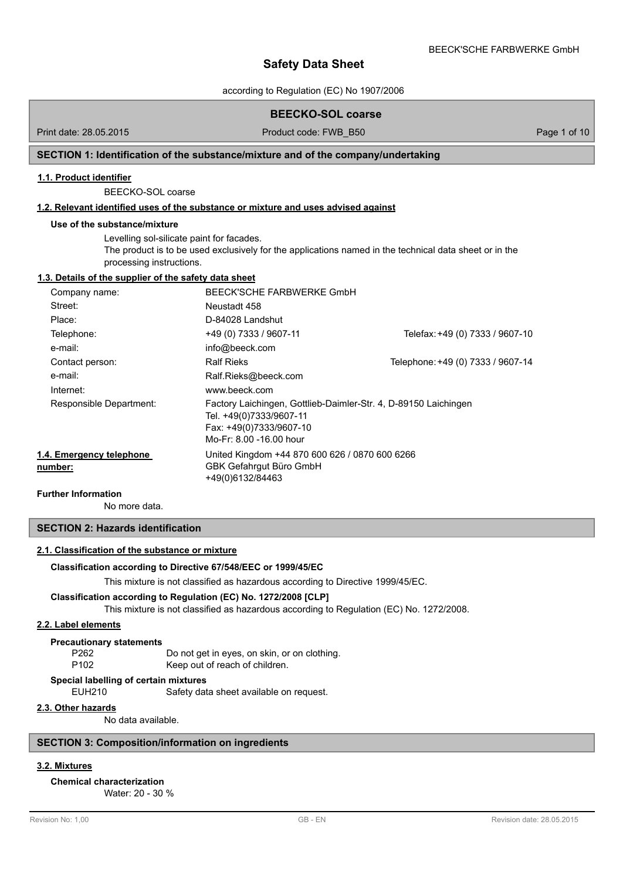# Safety Data Sheet

according to Regulation (EC) No 1907/2006

## BEECKO-SOL coarse

Print date: 28.05.2015 | Product code: FWB_B50

## SECTION 1: Identification of the substance/mixture and of the company/undertaking

### 1.1. Product identifier

BEECKO-SOL coarse

### 1.2. Relevant identified uses of the substance or mixture and uses advised against

**Use of the substance/mixture**

Levelling sol-silicate paint for facades.
The product is to be used exclusively for the applications named in the technical data sheet or in the processing instructions.

### 1.3. Details of the supplier of the safety data sheet

| | | |
|---|---|---|
| Company name: | BEECK'SCHE FARBWERKE GmbH | |
| Street: | Neustadt 458 | |
| Place: | D-84028 Landshut | |
| Telephone: | +49 (0) 7333 / 9607-11 | Telefax: +49 (0) 7333 / 9607-10 |
| e-mail: | info@beeck.com | |
| Contact person: | Ralf Rieks | Telephone: +49 (0) 7333 / 9607-14 |
| e-mail: | Ralf.Rieks@beeck.com | |
| Internet: | www.beeck.com | |
| Responsible Department: | Factory Laichingen, Gottlieb-Daimler-Str. 4, D-89150 Laichingen<br>Tel. +49(0)7333/9607-11<br>Fax: +49(0)7333/9607-10<br>Mo-Fr: 8.00 -16.00 hour | |

### 1.4. Emergency telephone number:

United Kingdom +44 870 600 626 / 0870 600 6266
GBK Gefahrgut Büro GmbH
+49(0)6132/84463

**Further Information**

No more data.

## SECTION 2: Hazards identification

### 2.1. Classification of the substance or mixture

**Classification according to Directive 67/548/EEC or 1999/45/EC**

This mixture is not classified as hazardous according to Directive 1999/45/EC.

**Classification according to Regulation (EC) No. 1272/2008 [CLP]**

This mixture is not classified as hazardous according to Regulation (EC) No. 1272/2008.

### 2.2. Label elements

**Precautionary statements**

| | |
|---|---|
| P262 | Do not get in eyes, on skin, or on clothing. |
| P102 | Keep out of reach of children. |

**Special labelling of certain mixtures**

| | |
|---|---|
| EUH210 | Safety data sheet available on request. |

### 2.3. Other hazards

No data available.

## SECTION 3: Composition/information on ingredients

### 3.2. Mixtures

**Chemical characterization**

Water: 20 - 30 %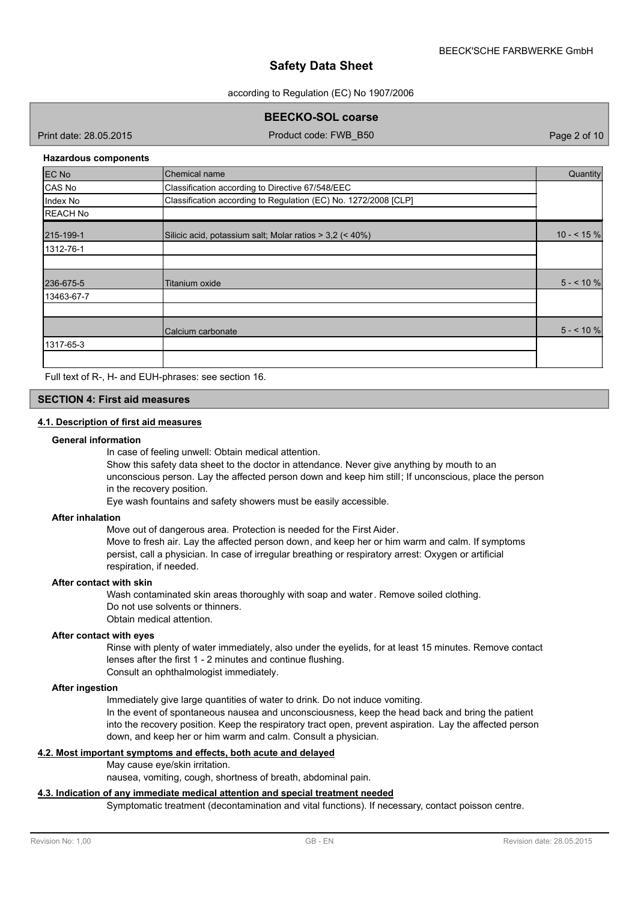**Hazardous components**

| EC No | Chemical name | Quantity |
|---|---|---|
| CAS No | Classification according to Directive 67/548/EEC | |
| Index No | Classification according to Regulation (EC) No. 1272/2008 [CLP] | |
| REACH No | | |
| 215-199-1 | Silicic acid, potassium salt; Molar ratios > 3,2 (< 40%) | 10 - < 15 % |
| 1312-76-1 | | |
| | | |
| 236-675-5 | Titanium oxide | 5 - < 10 % |
| 13463-67-7 | | |
| | | |
| | Calcium carbonate | 5 - < 10 % |
| 1317-65-3 | | |
| | | |

Full text of R-, H- and EUH-phrases: see section 16.

## SECTION 4: First aid measures

### 4.1. Description of first aid measures

**General information**

In case of feeling unwell: Obtain medical attention.
Show this safety data sheet to the doctor in attendance. Never give anything by mouth to an unconscious person. Lay the affected person down and keep him still; If unconscious, place the person in the recovery position.
Eye wash fountains and safety showers must be easily accessible.

**After inhalation**

Move out of dangerous area. Protection is needed for the First Aider.
Move to fresh air. Lay the affected person down, and keep her or him warm and calm. If symptoms persist, call a physician. In case of irregular breathing or respiratory arrest: Oxygen or artificial respiration, if needed.

**After contact with skin**

Wash contaminated skin areas thoroughly with soap and water. Remove soiled clothing.
Do not use solvents or thinners.
Obtain medical attention.

**After contact with eyes**

Rinse with plenty of water immediately, also under the eyelids, for at least 15 minutes. Remove contact lenses after the first 1 - 2 minutes and continue flushing.
Consult an ophthalmologist immediately.

**After ingestion**

Immediately give large quantities of water to drink. Do not induce vomiting.
In the event of spontaneous nausea and unconsciousness, keep the head back and bring the patient into the recovery position. Keep the respiratory tract open, prevent aspiration. Lay the affected person down, and keep her or him warm and calm. Consult a physician.

### 4.2. Most important symptoms and effects, both acute and delayed

May cause eye/skin irritation.
nausea, vomiting, cough, shortness of breath, abdominal pain.

### 4.3. Indication of any immediate medical attention and special treatment needed

Symptomatic treatment (decontamination and vital functions). If necessary, contact poisson centre.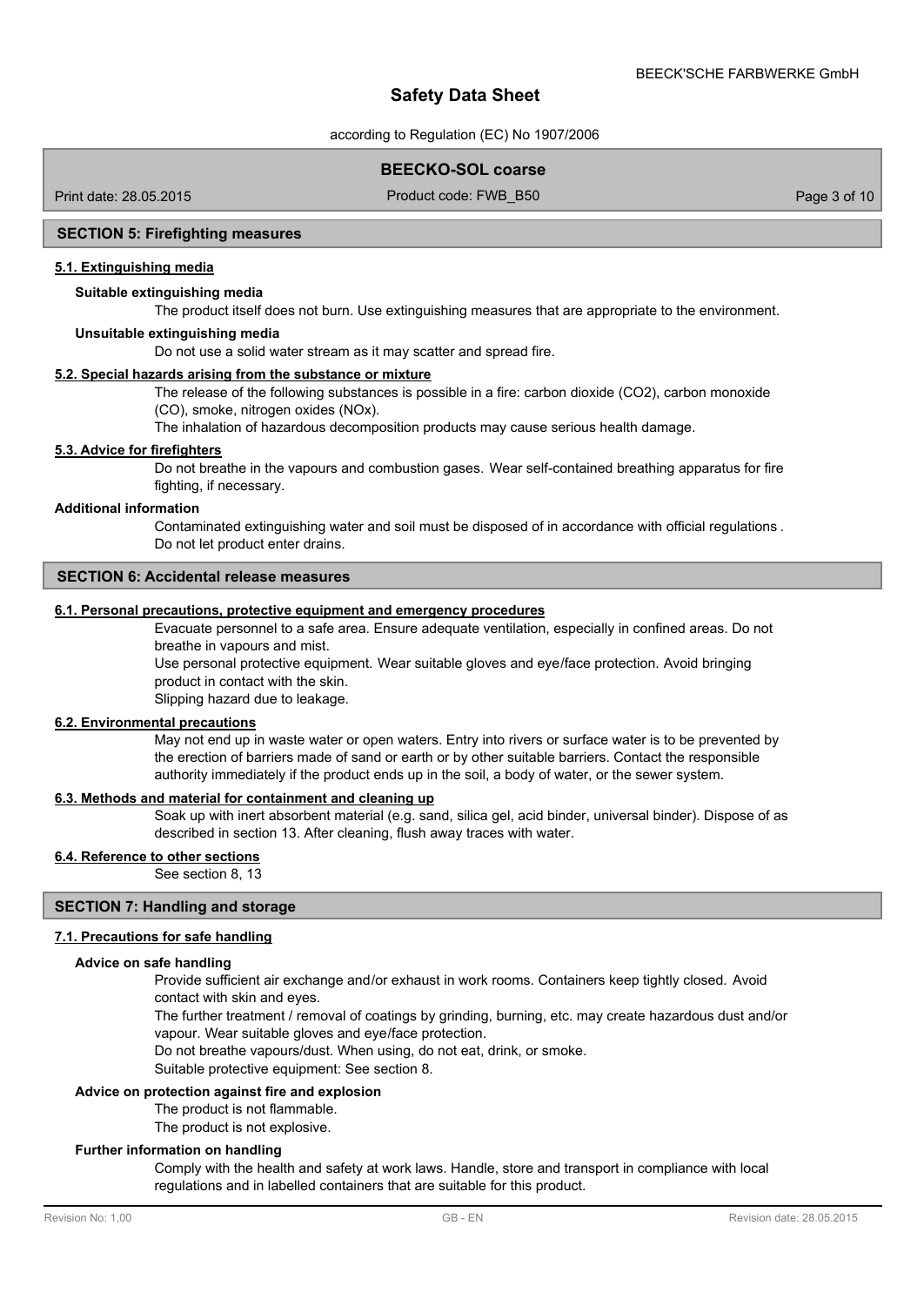## SECTION 5: Firefighting measures

### 5.1. Extinguishing media

**Suitable extinguishing media**

The product itself does not burn. Use extinguishing measures that are appropriate to the environment.

**Unsuitable extinguishing media**

Do not use a solid water stream as it may scatter and spread fire.

### 5.2. Special hazards arising from the substance or mixture

The release of the following substances is possible in a fire: carbon dioxide ($CO_2$), carbon monoxide (CO), smoke, nitrogen oxides ($NO_x$).

The inhalation of hazardous decomposition products may cause serious health damage.

### 5.3. Advice for firefighters

Do not breathe in the vapours and combustion gases. Wear self-contained breathing apparatus for fire fighting, if necessary.

**Additional information**

Contaminated extinguishing water and soil must be disposed of in accordance with official regulations . Do not let product enter drains.

## SECTION 6: Accidental release measures

### 6.1. Personal precautions, protective equipment and emergency procedures

Evacuate personnel to a safe area. Ensure adequate ventilation, especially in confined areas. Do not breathe in vapours and mist.

Use personal protective equipment. Wear suitable gloves and eye/face protection. Avoid bringing product in contact with the skin.

Slipping hazard due to leakage.

### 6.2. Environmental precautions

May not end up in waste water or open waters. Entry into rivers or surface water is to be prevented by the erection of barriers made of sand or earth or by other suitable barriers. Contact the responsible authority immediately if the product ends up in the soil, a body of water, or the sewer system.

### 6.3. Methods and material for containment and cleaning up

Soak up with inert absorbent material (e.g. sand, silica gel, acid binder, universal binder). Dispose of as described in section 13. After cleaning, flush away traces with water.

### 6.4. Reference to other sections

See section 8, 13

## SECTION 7: Handling and storage

### 7.1. Precautions for safe handling

**Advice on safe handling**

Provide sufficient air exchange and/or exhaust in work rooms. Containers keep tightly closed. Avoid contact with skin and eyes.

The further treatment / removal of coatings by grinding, burning, etc. may create hazardous dust and/or vapour. Wear suitable gloves and eye/face protection.

Do not breathe vapours/dust. When using, do not eat, drink, or smoke.

Suitable protective equipment: See section 8.

**Advice on protection against fire and explosion**

The product is not flammable.

The product is not explosive.

**Further information on handling**

Comply with the health and safety at work laws. Handle, store and transport in compliance with local regulations and in labelled containers that are suitable for this product.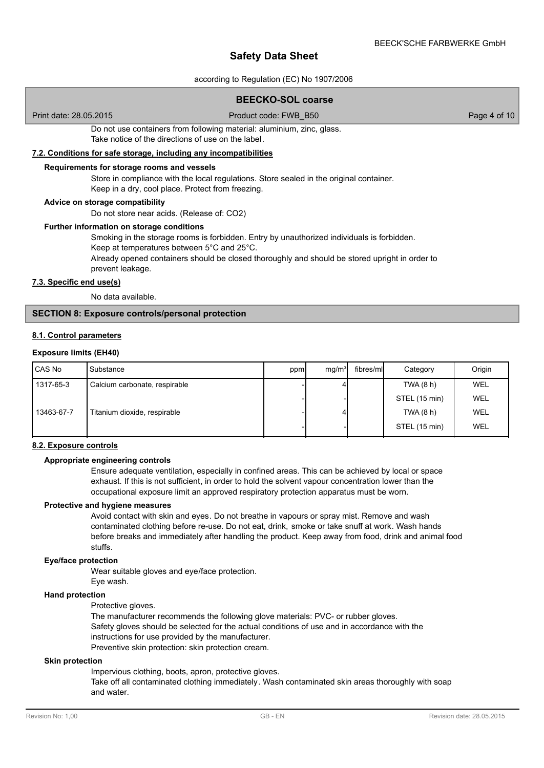Do not use containers from following material: aluminium, zinc, glass.
Take notice of the directions of use on the label.

### 7.2. Conditions for safe storage, including any incompatibilities

**Requirements for storage rooms and vessels**

Store in compliance with the local regulations. Store sealed in the original container.
Keep in a dry, cool place. Protect from freezing.

**Advice on storage compatibility**

Do not store near acids. (Release of: $CO_2$)

**Further information on storage conditions**

Smoking in the storage rooms is forbidden. Entry by unauthorized individuals is forbidden.
Keep at temperatures between 5°C and 25°C.
Already opened containers should be closed thoroughly and should be stored upright in order to prevent leakage.

### 7.3. Specific end use(s)

No data available.

## SECTION 8: Exposure controls/personal protection

### 8.1. Control parameters

**Exposure limits (EH40)**

| CAS No | Substance | ppm | mg/m³ | fibres/ml | Category | Origin |
|---|---|---|---|---|---|---|
| 1317-65-3 | Calcium carbonate, respirable | - | 4 | | TWA (8 h) | WEL |
| | | - | - | | STEL (15 min) | WEL |
| 13463-67-7 | Titanium dioxide, respirable | - | 4 | | TWA (8 h) | WEL |
| | | - | - | | STEL (15 min) | WEL |

### 8.2. Exposure controls

**Appropriate engineering controls**

Ensure adequate ventilation, especially in confined areas. This can be achieved by local or space exhaust. If this is not sufficient, in order to hold the solvent vapour concentration lower than the occupational exposure limit an approved respiratory protection apparatus must be worn.

**Protective and hygiene measures**

Avoid contact with skin and eyes. Do not breathe in vapours or spray mist. Remove and wash contaminated clothing before re-use. Do not eat, drink, smoke or take snuff at work. Wash hands before breaks and immediately after handling the product. Keep away from food, drink and animal food stuffs.

**Eye/face protection**

Wear suitable gloves and eye/face protection.
Eye wash.

**Hand protection**

Protective gloves.
The manufacturer recommends the following glove materials: PVC- or rubber gloves.
Safety gloves should be selected for the actual conditions of use and in accordance with the instructions for use provided by the manufacturer.
Preventive skin protection: skin protection cream.

**Skin protection**

Impervious clothing, boots, apron, protective gloves.
Take off all contaminated clothing immediately. Wash contaminated skin areas thoroughly with soap and water.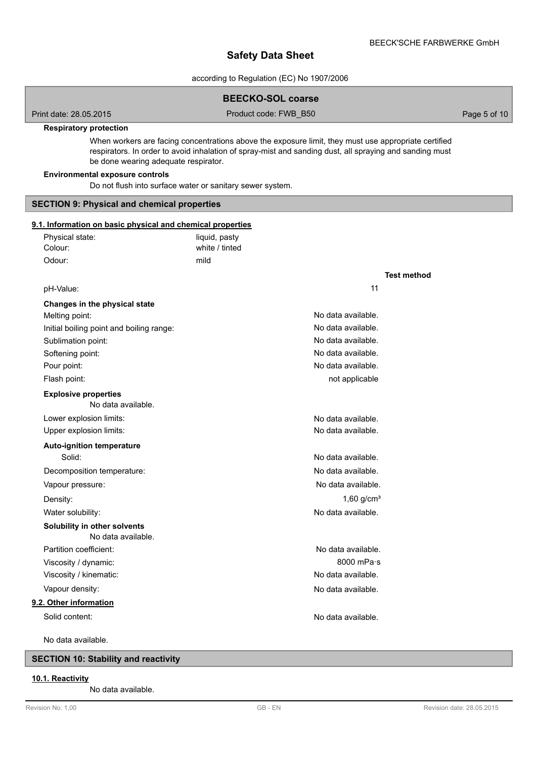**Respiratory protection**

When workers are facing concentrations above the exposure limit, they must use appropriate certified respirators. In order to avoid inhalation of spray-mist and sanding dust, all spraying and sanding must be done wearing adequate respirator.

**Environmental exposure controls**

Do not flush into surface water or sanitary sewer system.

## SECTION 9: Physical and chemical properties

### 9.1. Information on basic physical and chemical properties

| | | |
|---|---|---|
| Physical state: | liquid, pasty | |
| Colour: | white / tinted | |
| Odour: | mild | |
| | | **Test method** |
| pH-Value: | 11 | |
| **Changes in the physical state** | | |
| Melting point: | No data available. | |
| Initial boiling point and boiling range: | No data available. | |
| Sublimation point: | No data available. | |
| Softening point: | No data available. | |
| Pour point: | No data available. | |
| Flash point: | not applicable | |

**Explosive properties**

No data available.

| | | |
|---|---|---|
| Lower explosion limits: | No data available. | |
| Upper explosion limits: | No data available. | |
| **Auto-ignition temperature** | | |
| Solid: | No data available. | |
| Decomposition temperature: | No data available. | |
| Vapour pressure: | No data available. | |
| Density: | 1,60 g/cm³ | |
| Water solubility: | No data available. | |

**Solubility in other solvents**

No data available.

| | | |
|---|---|---|
| Partition coefficient: | No data available. | |
| Viscosity / dynamic: | 8000 mPa·s | |
| Viscosity / kinematic: | No data available. | |
| Vapour density: | No data available. | |

### 9.2. Other information

| | |
|---|---|
| Solid content: | No data available. |

No data available.

## SECTION 10: Stability and reactivity

### 10.1. Reactivity

No data available.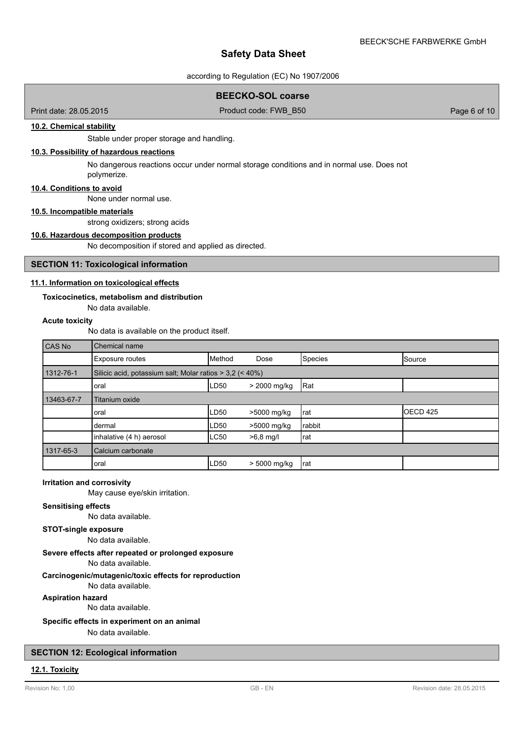#### 10.2. Chemical stability

Stable under proper storage and handling.

#### 10.3. Possibility of hazardous reactions

No dangerous reactions occur under normal storage conditions and in normal use. Does not polymerize.

#### 10.4. Conditions to avoid

None under normal use.

#### 10.5. Incompatible materials

strong oxidizers; strong acids

#### 10.6. Hazardous decomposition products

No decomposition if stored and applied as directed.

## SECTION 11: Toxicological information

#### 11.1. Information on toxicological effects

**Toxicocinetics, metabolism and distribution**

No data available.

**Acute toxicity**

No data is available on the product itself.

| CAS No | Chemical name | | | | |
|---|---|---|---|---|---|
| | Exposure routes | Method | Dose | Species | Source |
| 1312-76-1 | Silicic acid, potassium salt; Molar ratios > 3,2 (< 40%) | | | | |
| | oral | LD50 | > 2000 mg/kg | Rat | |
| 13463-67-7 | Titanium oxide | | | | |
| | oral | LD50 | >5000 mg/kg | rat | OECD 425 |
| | dermal | LD50 | >5000 mg/kg | rabbit | |
| | inhalative (4 h) aerosol | LC50 | >6,8 mg/l | rat | |
| 1317-65-3 | Calcium carbonate | | | | |
| | oral | LD50 | > 5000 mg/kg | rat | |

**Irritation and corrosivity**

May cause eye/skin irritation.

**Sensitising effects**

No data available.

**STOT-single exposure**

No data available.

**Severe effects after repeated or prolonged exposure**

No data available.

**Carcinogenic/mutagenic/toxic effects for reproduction**

No data available.

**Aspiration hazard**

No data available.

**Specific effects in experiment on an animal**

No data available.

## SECTION 12: Ecological information

#### 12.1. Toxicity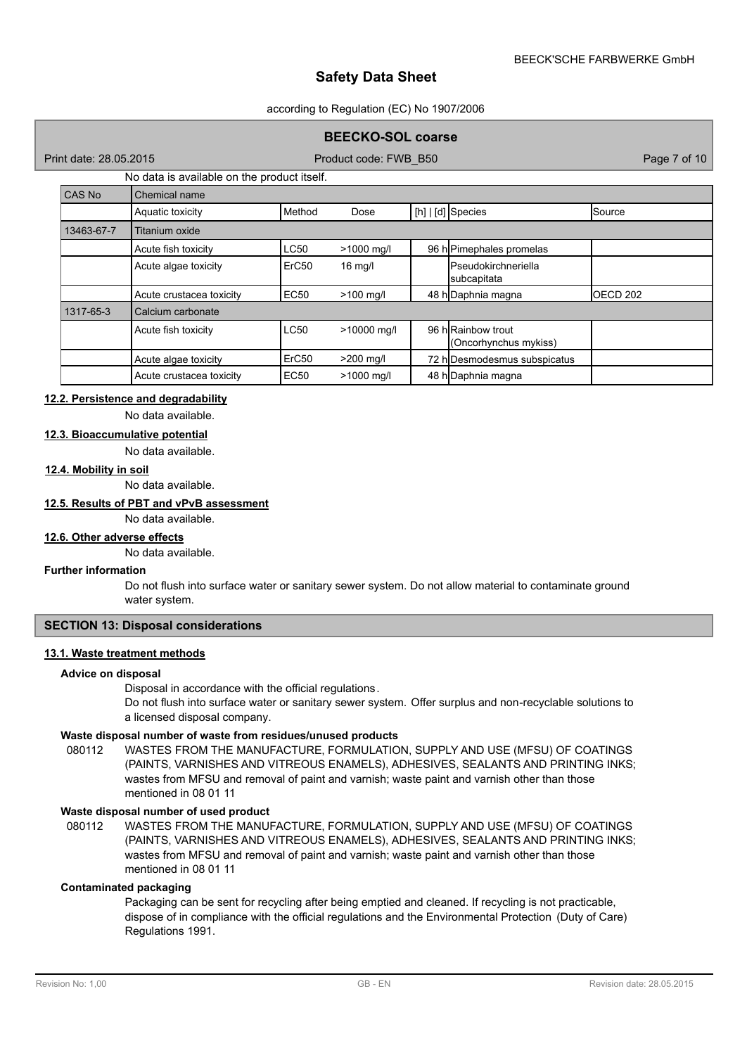No data is available on the product itself.

| CAS No | Chemical name | | | | | |
|---|---|---|---|---|---|---|
| | Aquatic toxicity | Method | Dose | [h] \| [d] | Species | Source |
| 13463-67-7 | Titanium oxide | | | | | |
| | Acute fish toxicity | LC50 | >1000 mg/l | 96 h | Pimephales promelas | |
| | Acute algae toxicity | ErC50 | 16 mg/l | | Pseudokirchneriella subcapitata | |
| | Acute crustacea toxicity | EC50 | >100 mg/l | 48 h | Daphnia magna | OECD 202 |
| 1317-65-3 | Calcium carbonate | | | | | |
| | Acute fish toxicity | LC50 | >10000 mg/l | 96 h | Rainbow trout (Oncorhynchus mykiss) | |
| | Acute algae toxicity | ErC50 | >200 mg/l | 72 h | Desmodesmus subspicatus | |
| | Acute crustacea toxicity | EC50 | >1000 mg/l | 48 h | Daphnia magna | |

### 12.2. Persistence and degradability

No data available.

### 12.3. Bioaccumulative potential

No data available.

### 12.4. Mobility in soil

No data available.

### 12.5. Results of PBT and vPvB assessment

No data available.

### 12.6. Other adverse effects

No data available.

**Further information**

Do not flush into surface water or sanitary sewer system. Do not allow material to contaminate ground water system.

## SECTION 13: Disposal considerations

### 13.1. Waste treatment methods

**Advice on disposal**

Disposal in accordance with the official regulations.
Do not flush into surface water or sanitary sewer system. Offer surplus and non-recyclable solutions to a licensed disposal company.

**Waste disposal number of waste from residues/unused products**

080112 WASTES FROM THE MANUFACTURE, FORMULATION, SUPPLY AND USE (MFSU) OF COATINGS (PAINTS, VARNISHES AND VITREOUS ENAMELS), ADHESIVES, SEALANTS AND PRINTING INKS; wastes from MFSU and removal of paint and varnish; waste paint and varnish other than those mentioned in 08 01 11

**Waste disposal number of used product**

080112 WASTES FROM THE MANUFACTURE, FORMULATION, SUPPLY AND USE (MFSU) OF COATINGS (PAINTS, VARNISHES AND VITREOUS ENAMELS), ADHESIVES, SEALANTS AND PRINTING INKS; wastes from MFSU and removal of paint and varnish; waste paint and varnish other than those mentioned in 08 01 11

**Contaminated packaging**

Packaging can be sent for recycling after being emptied and cleaned. If recycling is not practicable, dispose of in compliance with the official regulations and the Environmental Protection (Duty of Care) Regulations 1991.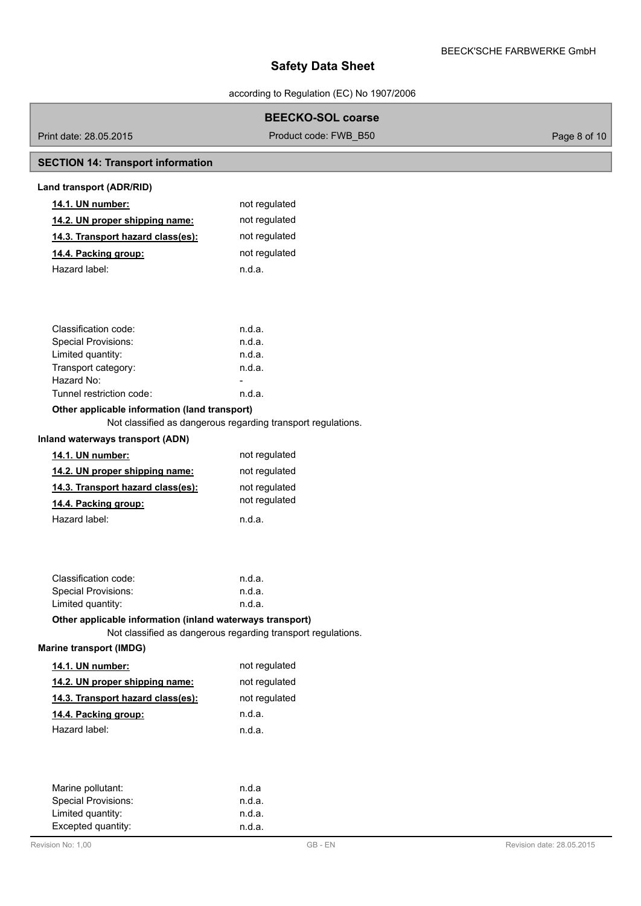## SECTION 14: Transport information

### Land transport (ADR/RID)

| | |
|---|---|
| **14.1. UN number:** | not regulated |
| **14.2. UN proper shipping name:** | not regulated |
| **14.3. Transport hazard class(es):** | not regulated |
| **14.4. Packing group:** | not regulated |
| Hazard label: | n.d.a. |

| | |
|---|---|
| Classification code: | n.d.a. |
| Special Provisions: | n.d.a. |
| Limited quantity: | n.d.a. |
| Transport category: | n.d.a. |
| Hazard No: | - |
| Tunnel restriction code: | n.d.a. |

**Other applicable information (land transport)**

Not classified as dangerous regarding transport regulations.

### Inland waterways transport (ADN)

| | |
|---|---|
| **14.1. UN number:** | not regulated |
| **14.2. UN proper shipping name:** | not regulated |
| **14.3. Transport hazard class(es):** | not regulated |
| **14.4. Packing group:** | not regulated |
| Hazard label: | n.d.a. |

| | |
|---|---|
| Classification code: | n.d.a. |
| Special Provisions: | n.d.a. |
| Limited quantity: | n.d.a. |

**Other applicable information (inland waterways transport)**

Not classified as dangerous regarding transport regulations.

### Marine transport (IMDG)

| | |
|---|---|
| **14.1. UN number:** | not regulated |
| **14.2. UN proper shipping name:** | not regulated |
| **14.3. Transport hazard class(es):** | not regulated |
| **14.4. Packing group:** | n.d.a. |
| Hazard label: | n.d.a. |

| | |
|---|---|
| Marine pollutant: | n.d.a |
| Special Provisions: | n.d.a. |
| Limited quantity: | n.d.a. |
| Excepted quantity: | n.d.a. |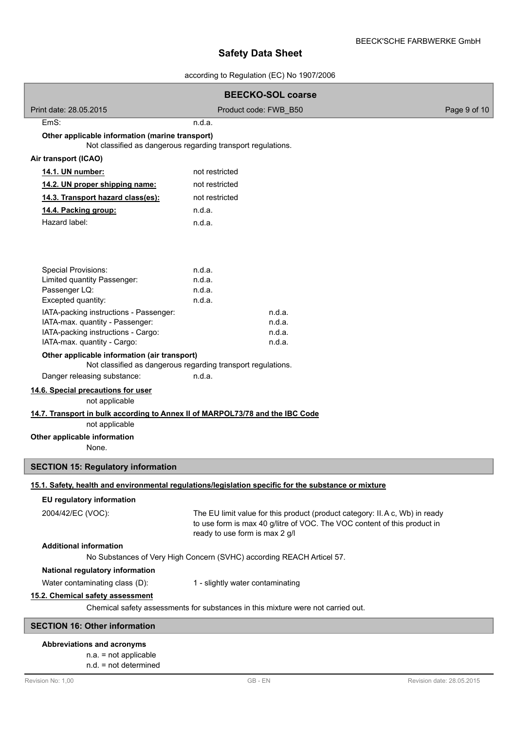| | |
|---|---|
| EmS: | n.d.a. |

**Other applicable information (marine transport)**

Not classified as dangerous regarding transport regulations.

**Air transport (ICAO)**

| | |
|---|---|
| **14.1. UN number:** | not restricted |
| **14.2. UN proper shipping name:** | not restricted |
| **14.3. Transport hazard class(es):** | not restricted |
| **14.4. Packing group:** | n.d.a. |
| Hazard label: | n.d.a. |

| | |
|---|---|
| Special Provisions: | n.d.a. |
| Limited quantity Passenger: | n.d.a. |
| Passenger LQ: | n.d.a. |
| Excepted quantity: | n.d.a. |
| IATA-packing instructions - Passenger: | n.d.a. |
| IATA-max. quantity - Passenger: | n.d.a. |
| IATA-packing instructions - Cargo: | n.d.a. |
| IATA-max. quantity - Cargo: | n.d.a. |

**Other applicable information (air transport)**

Not classified as dangerous regarding transport regulations.

Danger releasing substance: n.d.a.

**14.6. Special precautions for user**

not applicable

**14.7. Transport in bulk according to Annex II of MARPOL73/78 and the IBC Code**

not applicable

**Other applicable information**

None.

## SECTION 15: Regulatory information

### 15.1. Safety, health and environmental regulations/legislation specific for the substance or mixture

**EU regulatory information**

2004/42/EC (VOC): The EU limit value for this product (product category: II.A c, Wb) in ready to use form is max 40 g/litre of VOC. The VOC content of this product in ready to use form is max 2 g/l

**Additional information**

No Substances of Very High Concern (SVHC) according REACH Articel 57.

**National regulatory information**

Water contaminating class (D): 1 - slightly water contaminating

### 15.2. Chemical safety assessment

Chemical safety assessments for substances in this mixture were not carried out.

## SECTION 16: Other information

**Abbreviations and acronyms**

n.a. = not applicable
n.d. = not determined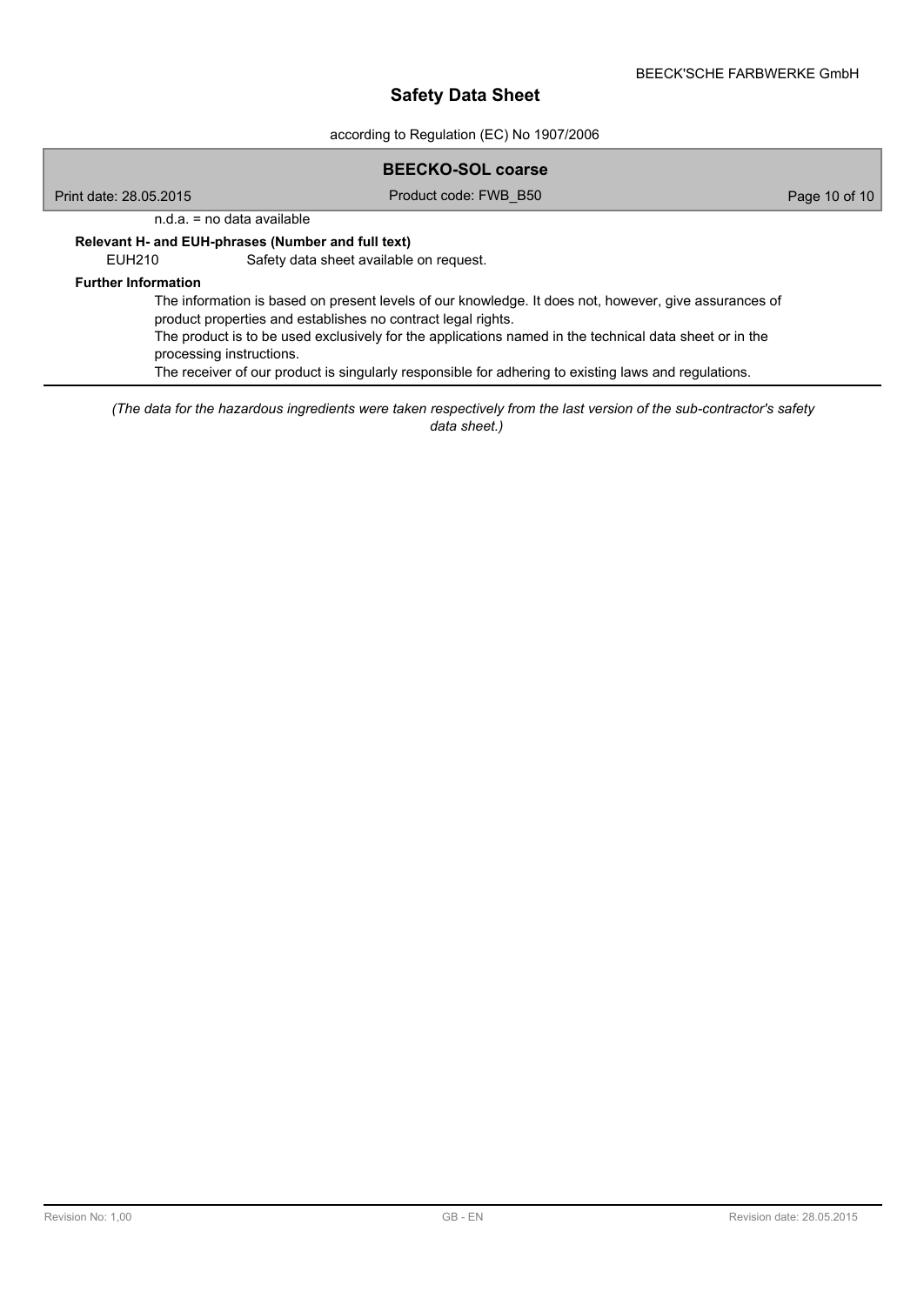n.d.a. = no data available

**Relevant H- and EUH-phrases (Number and full text)**

| | |
|---|---|
| EUH210 | Safety data sheet available on request. |

**Further Information**

The information is based on present levels of our knowledge. It does not, however, give assurances of product properties and establishes no contract legal rights.
The product is to be used exclusively for the applications named in the technical data sheet or in the processing instructions.
The receiver of our product is singularly responsible for adhering to existing laws and regulations.

*(The data for the hazardous ingredients were taken respectively from the last version of the sub-contractor's safety data sheet.)*